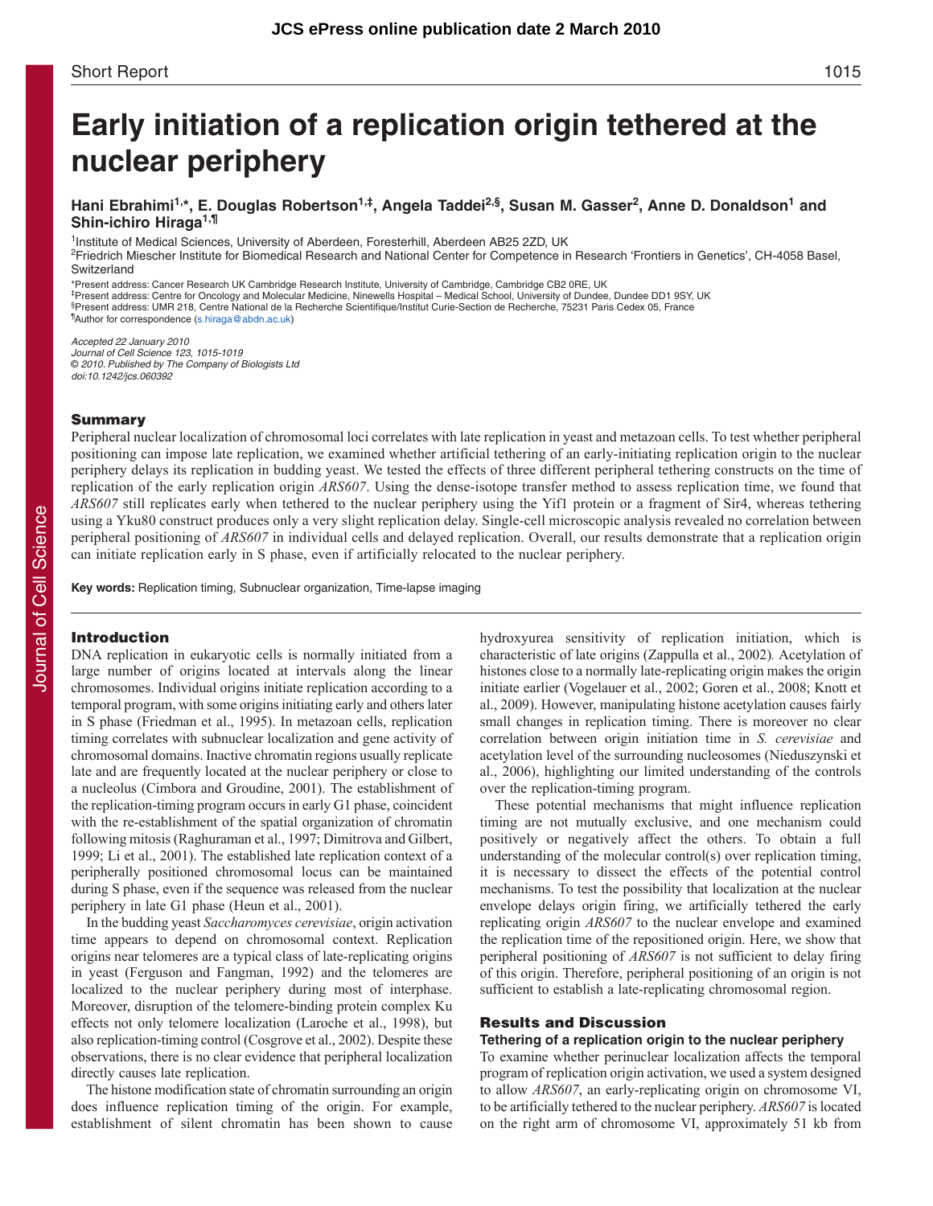Short Report

# Early initiation of a replication origin tethered at the nuclear periphery

**Hani Ebrahimi[1,*], E. Douglas Robertson[1,‡], Angela Taddei[2,§], Susan M. Gasser[2], Anne D. Donaldson[1] and Shin-ichiro Hiraga[1,¶]**

[1]Institute of Medical Sciences, University of Aberdeen, Foresterhill, Aberdeen AB25 2ZD, UK
[2]Friedrich Miescher Institute for Biomedical Research and National Center for Competence in Research 'Frontiers in Genetics', CH-4058 Basel, Switzerland

*Present address: Cancer Research UK Cambridge Research Institute, University of Cambridge, Cambridge CB2 0RE, UK
‡Present address: Centre for Oncology and Molecular Medicine, Ninewells Hospital – Medical School, University of Dundee, Dundee DD1 9SY, UK
§Present address: UMR 218, Centre National de la Recherche Scientifique/Institut Curie-Section de Recherche, 75231 Paris Cedex 05, France
¶Author for correspondence (s.hiraga@abdn.ac.uk)

*Accepted 22 January 2010*
*Journal of Cell Science 123, 1015-1019*
*© 2010. Published by The Company of Biologists Ltd*
*doi:10.1242/jcs.060392*

## Summary

Peripheral nuclear localization of chromosomal loci correlates with late replication in yeast and metazoan cells. To test whether peripheral positioning can impose late replication, we examined whether artificial tethering of an early-initiating replication origin to the nuclear periphery delays its replication in budding yeast. We tested the effects of three different peripheral tethering constructs on the time of replication of the early replication origin *ARS607*. Using the dense-isotope transfer method to assess replication time, we found that *ARS607* still replicates early when tethered to the nuclear periphery using the Yif1 protein or a fragment of Sir4, whereas tethering using a Yku80 construct produces only a very slight replication delay. Single-cell microscopic analysis revealed no correlation between peripheral positioning of *ARS607* in individual cells and delayed replication. Overall, our results demonstrate that a replication origin can initiate replication early in S phase, even if artificially relocated to the nuclear periphery.

**Key words:** Replication timing, Subnuclear organization, Time-lapse imaging

## Introduction

DNA replication in eukaryotic cells is normally initiated from a large number of origins located at intervals along the linear chromosomes. Individual origins initiate replication according to a temporal program, with some origins initiating early and others later in S phase (Friedman et al., 1995). In metazoan cells, replication timing correlates with subnuclear localization and gene activity of chromosomal domains. Inactive chromatin regions usually replicate late and are frequently located at the nuclear periphery or close to a nucleolus (Cimbora and Groudine, 2001). The establishment of the replication-timing program occurs in early G1 phase, coincident with the re-establishment of the spatial organization of chromatin following mitosis (Raghuraman et al., 1997; Dimitrova and Gilbert, 1999; Li et al., 2001). The established late replication context of a peripherally positioned chromosomal locus can be maintained during S phase, even if the sequence was released from the nuclear periphery in late G1 phase (Heun et al., 2001).

In the budding yeast *Saccharomyces cerevisiae*, origin activation time appears to depend on chromosomal context. Replication origins near telomeres are a typical class of late-replicating origins in yeast (Ferguson and Fangman, 1992) and the telomeres are localized to the nuclear periphery during most of interphase. Moreover, disruption of the telomere-binding protein complex Ku effects not only telomere localization (Laroche et al., 1998), but also replication-timing control (Cosgrove et al., 2002). Despite these observations, there is no clear evidence that peripheral localization directly causes late replication.

The histone modification state of chromatin surrounding an origin does influence replication timing of the origin. For example, establishment of silent chromatin has been shown to cause hydroxyurea sensitivity of replication initiation, which is characteristic of late origins (Zappulla et al., 2002). Acetylation of histones close to a normally late-replicating origin makes the origin initiate earlier (Vogelauer et al., 2002; Goren et al., 2008; Knott et al., 2009). However, manipulating histone acetylation causes fairly small changes in replication timing. There is moreover no clear correlation between origin initiation time in *S. cerevisiae* and acetylation level of the surrounding nucleosomes (Nieduszynski et al., 2006), highlighting our limited understanding of the controls over the replication-timing program.

These potential mechanisms that might influence replication timing are not mutually exclusive, and one mechanism could positively or negatively affect the others. To obtain a full understanding of the molecular control(s) over replication timing, it is necessary to dissect the effects of the potential control mechanisms. To test the possibility that localization at the nuclear envelope delays origin firing, we artificially tethered the early replicating origin *ARS607* to the nuclear envelope and examined the replication time of the repositioned origin. Here, we show that peripheral positioning of *ARS607* is not sufficient to delay firing of this origin. Therefore, peripheral positioning of an origin is not sufficient to establish a late-replicating chromosomal region.

## Results and Discussion

### Tethering of a replication origin to the nuclear periphery

To examine whether perinuclear localization affects the temporal program of replication origin activation, we used a system designed to allow *ARS607*, an early-replicating origin on chromosome VI, to be artificially tethered to the nuclear periphery. *ARS607* is located on the right arm of chromosome VI, approximately 51 kb from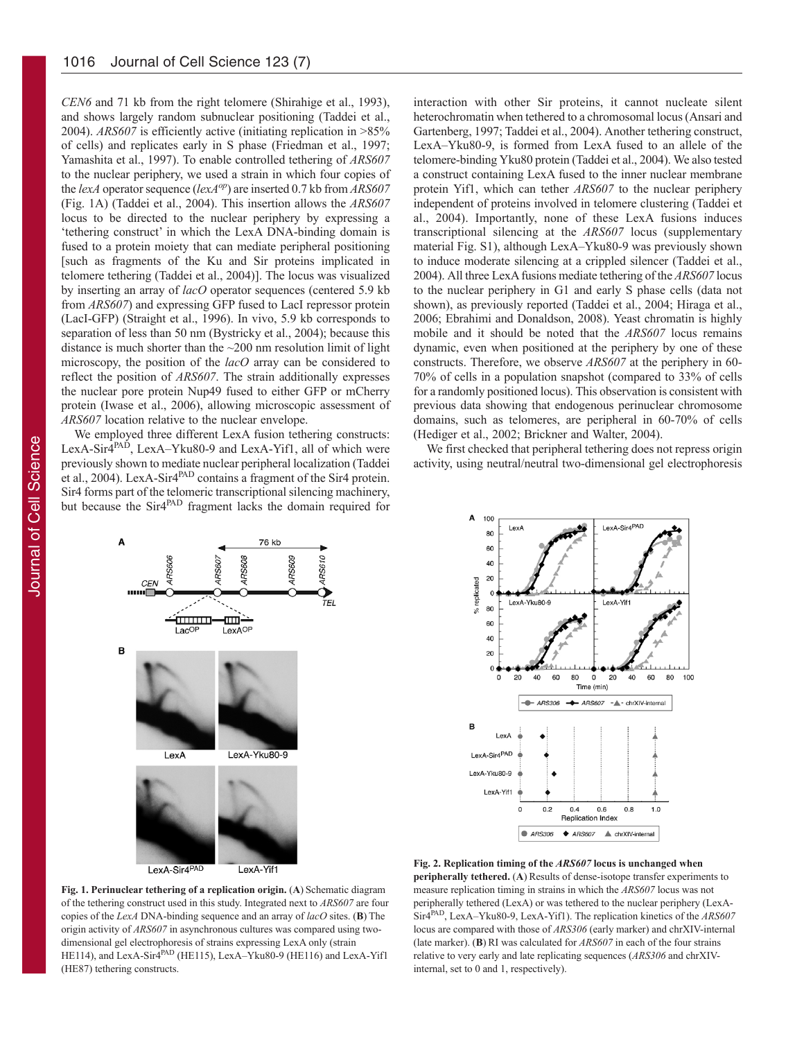*CEN6* and 71 kb from the right telomere (Shirahige et al., 1993), and shows largely random subnuclear positioning (Taddei et al., 2004). *ARS607* is efficiently active (initiating replication in >85% of cells) and replicates early in S phase (Friedman et al., 1997; Yamashita et al., 1997). To enable controlled tethering of *ARS607* to the nuclear periphery, we used a strain in which four copies of the *lexA* operator sequence (*lexA$^{op}$*) are inserted 0.7 kb from *ARS607* (Fig. 1A) (Taddei et al., 2004). This insertion allows the *ARS607* locus to be directed to the nuclear periphery by expressing a 'tethering construct' in which the LexA DNA-binding domain is fused to a protein moiety that can mediate peripheral positioning [such as fragments of the Ku and Sir proteins implicated in telomere tethering (Taddei et al., 2004)]. The locus was visualized by inserting an array of *lacO* operator sequences (centered 5.9 kb from *ARS607*) and expressing GFP fused to LacI repressor protein (LacI-GFP) (Straight et al., 1996). In vivo, 5.9 kb corresponds to separation of less than 50 nm (Bystricky et al., 2004); because this distance is much shorter than the ~200 nm resolution limit of light microscopy, the position of the *lacO* array can be considered to reflect the position of *ARS607*. The strain additionally expresses the nuclear pore protein Nup49 fused to either GFP or mCherry protein (Iwase et al., 2006), allowing microscopic assessment of *ARS607* location relative to the nuclear envelope.

We employed three different LexA fusion tethering constructs: LexA-Sir4$^{PAD}$, LexA–Yku80-9 and LexA-Yif1, all of which were previously shown to mediate nuclear peripheral localization (Taddei et al., 2004). LexA-Sir4$^{PAD}$ contains a fragment of the Sir4 protein. Sir4 forms part of the telomeric transcriptional silencing machinery, but because the Sir4$^{PAD}$ fragment lacks the domain required for interaction with other Sir proteins, it cannot nucleate silent heterochromatin when tethered to a chromosomal locus (Ansari and Gartenberg, 1997; Taddei et al., 2004). Another tethering construct, LexA–Yku80-9, is formed from LexA fused to an allele of the telomere-binding Yku80 protein (Taddei et al., 2004). We also tested a construct containing LexA fused to the inner nuclear membrane protein Yif1, which can tether *ARS607* to the nuclear periphery independent of proteins involved in telomere clustering (Taddei et al., 2004). Importantly, none of these LexA fusions induces transcriptional silencing at the *ARS607* locus (supplementary material Fig. S1), although LexA–Yku80-9 was previously shown to induce moderate silencing at a crippled silencer (Taddei et al., 2004). All three LexA fusions mediate tethering of the *ARS607* locus to the nuclear periphery in G1 and early S phase cells (data not shown), as previously reported (Taddei et al., 2004; Hiraga et al., 2006; Ebrahimi and Donaldson, 2008). Yeast chromatin is highly mobile and it should be noted that the *ARS607* locus remains dynamic, even when positioned at the periphery by one of these constructs. Therefore, we observe *ARS607* at the periphery in 60-70% of cells in a population snapshot (compared to 33% of cells for a randomly positioned locus). This observation is consistent with previous data showing that endogenous perinuclear chromosome domains, such as telomeres, are peripheral in 60-70% of cells (Hediger et al., 2002; Brickner and Walter, 2004).

We first checked that peripheral tethering does not repress origin activity, using neutral/neutral two-dimensional gel electrophoresis

**Fig. 1. Perinuclear tethering of a replication origin.** (**A**) Schematic diagram of the tethering construct used in this study. Integrated next to *ARS607* are four copies of the *LexA* DNA-binding sequence and an array of *lacO* sites. (**B**) The origin activity of *ARS607* in asynchronous cultures was compared using two-dimensional gel electrophoresis of strains expressing LexA only (strain HE114), and LexA-Sir4$^{PAD}$ (HE115), LexA–Yku80-9 (HE116) and LexA-Yif1 (HE87) tethering constructs.

**Fig. 2. Replication timing of the *ARS607* locus is unchanged when peripherally tethered.** (**A**) Results of dense-isotope transfer experiments to measure replication timing in strains in which the *ARS607* locus was not peripherally tethered (LexA) or was tethered to the nuclear periphery (LexA-Sir4$^{PAD}$, LexA–Yku80-9, LexA-Yif1). The replication kinetics of the *ARS607* locus are compared with those of *ARS306* (early marker) and chrXIV-internal (late marker). (**B**) RI was calculated for *ARS607* in each of the four strains relative to very early and late replicating sequences (*ARS306* and chrXIV-internal, set to 0 and 1, respectively).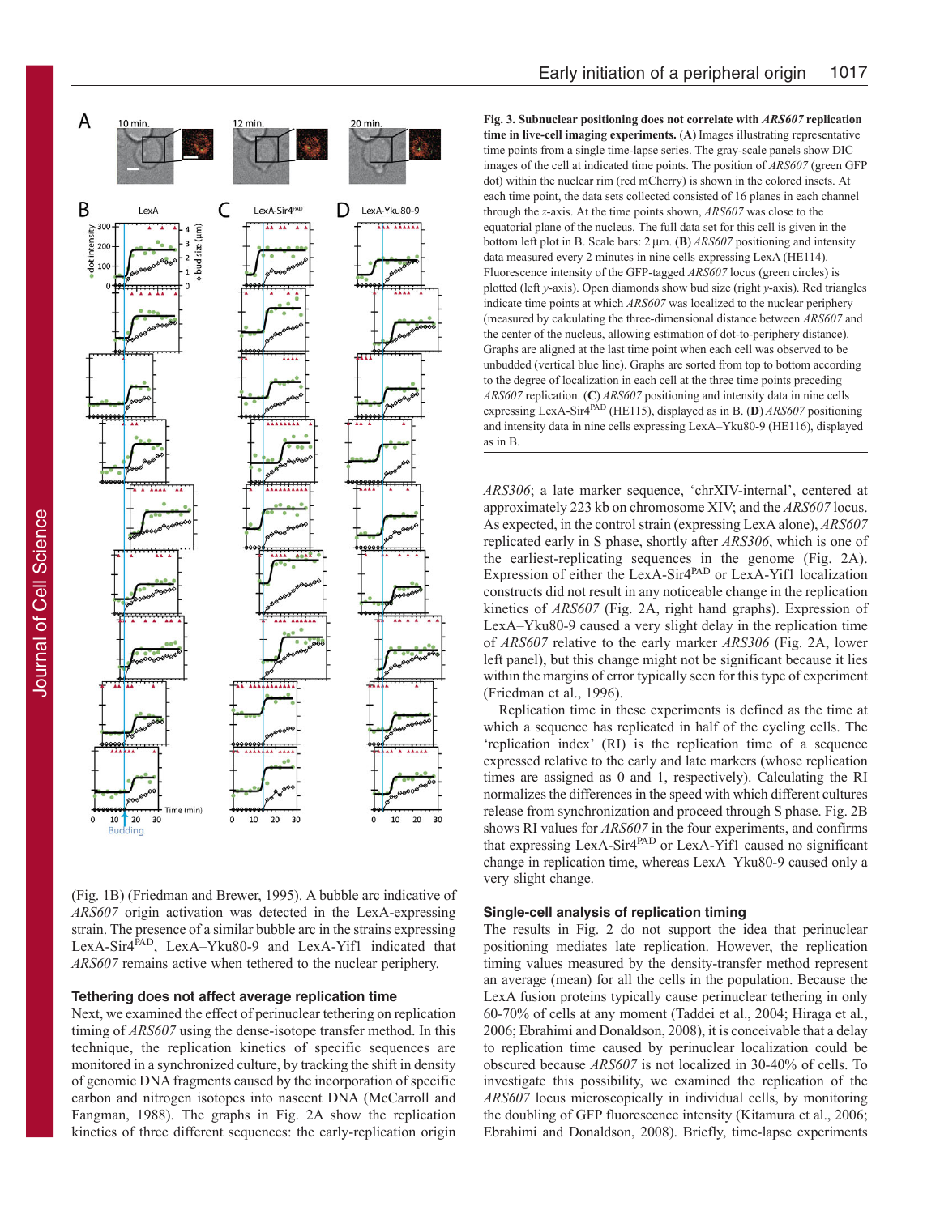**Fig. 3. Subnuclear positioning does not correlate with *ARS607* replication time in live-cell imaging experiments.** (**A**) Images illustrating representative time points from a single time-lapse series. The gray-scale panels show DIC images of the cell at indicated time points. The position of *ARS607* (green GFP dot) within the nuclear rim (red mCherry) is shown in the colored insets. At each time point, the data sets collected consisted of 16 planes in each channel through the *z*-axis. At the time points shown, *ARS607* was close to the equatorial plane of the nucleus. The full data set for this cell is given in the bottom left plot in B. Scale bars: 2 μm. (**B**) *ARS607* positioning and intensity data measured every 2 minutes in nine cells expressing LexA (HE114). Fluorescence intensity of the GFP-tagged *ARS607* locus (green circles) is plotted (left *y*-axis). Open diamonds show bud size (right *y*-axis). Red triangles indicate time points at which *ARS607* was localized to the nuclear periphery (measured by calculating the three-dimensional distance between *ARS607* and the center of the nucleus, allowing estimation of dot-to-periphery distance). Graphs are aligned at the last time point when each cell was observed to be unbudded (vertical blue line). Graphs are sorted from top to bottom according to the degree of localization in each cell at the three time points preceding *ARS607* replication. (**C**) *ARS607* positioning and intensity data in nine cells expressing LexA-Sir4[PAD] (HE115), displayed as in B. (**D**) *ARS607* positioning and intensity data in nine cells expressing LexA–Yku80-9 (HE116), displayed as in B.

(Fig. 1B) (Friedman and Brewer, 1995). A bubble arc indicative of *ARS607* origin activation was detected in the LexA-expressing strain. The presence of a similar bubble arc in the strains expressing LexA-Sir4[PAD], LexA–Yku80-9 and LexA-Yif1 indicated that *ARS607* remains active when tethered to the nuclear periphery.

### Tethering does not affect average replication time

Next, we examined the effect of perinuclear tethering on replication timing of *ARS607* using the dense-isotope transfer method. In this technique, the replication kinetics of specific sequences are monitored in a synchronized culture, by tracking the shift in density of genomic DNA fragments caused by the incorporation of specific carbon and nitrogen isotopes into nascent DNA (McCarroll and Fangman, 1988). The graphs in Fig. 2A show the replication kinetics of three different sequences: the early-replication origin *ARS306*; a late marker sequence, 'chrXIV-internal', centered at approximately 223 kb on chromosome XIV; and the *ARS607* locus. As expected, in the control strain (expressing LexA alone), *ARS607* replicated early in S phase, shortly after *ARS306*, which is one of the earliest-replicating sequences in the genome (Fig. 2A). Expression of either the LexA-Sir4[PAD] or LexA-Yif1 localization constructs did not result in any noticeable change in the replication kinetics of *ARS607* (Fig. 2A, right hand graphs). Expression of LexA–Yku80-9 caused a very slight delay in the replication time of *ARS607* relative to the early marker *ARS306* (Fig. 2A, lower left panel), but this change might not be significant because it lies within the margins of error typically seen for this type of experiment (Friedman et al., 1996).

Replication time in these experiments is defined as the time at which a sequence has replicated in half of the cycling cells. The 'replication index' (RI) is the replication time of a sequence expressed relative to the early and late markers (whose replication times are assigned as 0 and 1, respectively). Calculating the RI normalizes the differences in the speed with which different cultures release from synchronization and proceed through S phase. Fig. 2B shows RI values for *ARS607* in the four experiments, and confirms that expressing LexA-Sir4[PAD] or LexA-Yif1 caused no significant change in replication time, whereas LexA–Yku80-9 caused only a very slight change.

### Single-cell analysis of replication timing

The results in Fig. 2 do not support the idea that perinuclear positioning mediates late replication. However, the replication timing values measured by the density-transfer method represent an average (mean) for all the cells in the population. Because the LexA fusion proteins typically cause perinuclear tethering in only 60-70% of cells at any moment (Taddei et al., 2004; Hiraga et al., 2006; Ebrahimi and Donaldson, 2008), it is conceivable that a delay to replication time caused by perinuclear localization could be obscured because *ARS607* is not localized in 30-40% of cells. To investigate this possibility, we examined the replication of the *ARS607* locus microscopically in individual cells, by monitoring the doubling of GFP fluorescence intensity (Kitamura et al., 2006; Ebrahimi and Donaldson, 2008). Briefly, time-lapse experiments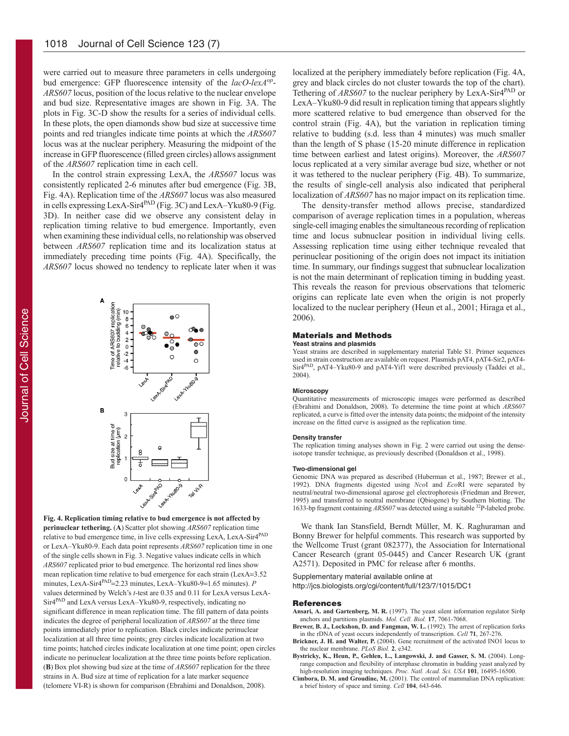were carried out to measure three parameters in cells undergoing bud emergence: GFP fluorescence intensity of the *lacO-lexA*$^{op}$-*ARS607* locus, position of the locus relative to the nuclear envelope and bud size. Representative images are shown in Fig. 3A. The plots in Fig. 3C-D show the results for a series of individual cells. In these plots, the open diamonds show bud size at successive time points and red triangles indicate time points at which the *ARS607* locus was at the nuclear periphery. Measuring the midpoint of the increase in GFP fluorescence (filled green circles) allows assignment of the *ARS607* replication time in each cell.

In the control strain expressing LexA, the *ARS607* locus was consistently replicated 2-6 minutes after bud emergence (Fig. 3B, Fig. 4A). Replication time of the *ARS607* locus was also measured in cells expressing LexA-Sir4$^{PAD}$ (Fig. 3C) and LexA–Yku80-9 (Fig. 3D). In neither case did we observe any consistent delay in replication timing relative to bud emergence. Importantly, even when examining these individual cells, no relationship was observed between *ARS607* replication time and its localization status at immediately preceding time points (Fig. 4A). Specifically, the *ARS607* locus showed no tendency to replicate later when it was localized at the periphery immediately before replication (Fig. 4A, grey and black circles do not cluster towards the top of the chart). Tethering of *ARS607* to the nuclear periphery by LexA-Sir4$^{PAD}$ or LexA–Yku80-9 did result in replication timing that appears slightly more scattered relative to bud emergence than observed for the control strain (Fig. 4A), but the variation in replication timing relative to budding (s.d. less than 4 minutes) was much smaller than the length of S phase (15-20 minute difference in replication time between earliest and latest origins). Moreover, the *ARS607* locus replicated at a very similar average bud size, whether or not it was tethered to the nuclear periphery (Fig. 4B). To summarize, the results of single-cell analysis also indicated that peripheral localization of *ARS607* has no major impact on its replication time.

The density-transfer method allows precise, standardized comparison of average replication times in a population, whereas single-cell imaging enables the simultaneous recording of replication time and locus subnuclear position in individual living cells. Assessing replication time using either technique revealed that perinuclear positioning of the origin does not impact its initiation time. In summary, our findings suggest that subnuclear localization is not the main determinant of replication timing in budding yeast. This reveals the reason for previous observations that telomeric origins can replicate late even when the origin is not properly localized to the nuclear periphery (Heun et al., 2001; Hiraga et al., 2006).

**Fig. 4. Replication timing relative to bud emergence is not affected by perinuclear tethering.** (**A**) Scatter plot showing *ARS607* replication time relative to bud emergence time, in live cells expressing LexA, LexA-Sir4$^{PAD}$ or LexA–Yku80-9. Each data point represents *ARS607* replication time in one of the single cells shown in Fig. 3. Negative values indicate cells in which *ARS607* replicated prior to bud emergence. The horizontal red lines show mean replication time relative to bud emergence for each strain (LexA=3.52 minutes, LexA-Sir4$^{PAD}$=2.23 minutes, LexA–Yku80-9=1.65 minutes). *P* values determined by Welch's *t*-test are 0.35 and 0.11 for LexA versus LexA-Sir4$^{PAD}$ and LexA versus LexA–Yku80-9, respectively, indicating no significant difference in mean replication time. The fill pattern of data points indicates the degree of peripheral localization of *ARS607* at the three time points immediately prior to replication. Black circles indicate perinuclear localization at all three time points; grey circles indicate localization at two time points; hatched circles indicate localization at one time point; open circles indicate no perinuclear localization at the three time points before replication. (**B**) Box plot showing bud size at the time of *ARS607* replication for the three strains in A. Bud size at time of replication for a late marker sequence (telomere VI-R) is shown for comparison (Ebrahimi and Donaldson, 2008).

## Materials and Methods

### Yeast strains and plasmids

Yeast strains are described in supplementary material Table S1. Primer sequences used in strain construction are available on request. Plasmids pAT4, pAT4-Sir2, pAT4-Sir4$^{PAD}$, pAT4–Yku80-9 and pAT4-Yif1 were described previously (Taddei et al., 2004).

### Microscopy

Quantitative measurements of microscopic images were performed as described (Ebrahimi and Donaldson, 2008). To determine the time point at which *ARS607* replicated, a curve is fitted over the intensity data points; the midpoint of the intensity increase on the fitted curve is assigned as the replication time.

### Density transfer

The replication timing analyses shown in Fig. 2 were carried out using the dense-isotope transfer technique, as previously described (Donaldson et al., 1998).

### Two-dimensional gel

Genomic DNA was prepared as described (Huberman et al., 1987; Brewer et al., 1992). DNA fragments digested using *Nco*I and *Eco*RI were separated by neutral/neutral two-dimensional agarose gel electrophoresis (Friedman and Brewer, 1995) and transferred to neutral membrane (Qbiogene) by Southern blotting. The 1633-bp fragment containing *ARS607* was detected using a suitable $^{32}$P-labeled probe.

We thank Ian Stansfield, Berndt Müller, M. K. Raghuraman and Bonny Brewer for helpful comments. This research was supported by the Wellcome Trust (grant 082377), the Association for International Cancer Research (grant 05-0445) and Cancer Research UK (grant A2571). Deposited in PMC for release after 6 months.

Supplementary material available online at
http://jcs.biologists.org/cgi/content/full/123/7/1015/DC1

## References

**Ansari, A. and Gartenberg, M. R.** (1997). The yeast silent information regulator Sir4p anchors and partitions plasmids. *Mol. Cell. Biol.* **17**, 7061-7068.

**Brewer, B. J., Lockshon, D. and Fangman, W. L.** (1992). The arrest of replication forks in the rDNA of yeast occurs independently of transcription. *Cell* **71**, 267-276.

**Brickner, J. H. and Walter, P.** (2004). Gene recruitment of the activated INO1 locus to the nuclear membrane. *PLoS Biol.* **2**, e342.

**Bystricky, K., Heun, P., Gehlen, L., Langowski, J. and Gasser, S. M.** (2004). Long-range compaction and flexibility of interphase chromatin in budding yeast analyzed by high-resolution imaging techniques. *Proc. Natl. Acad. Sci. USA* **101**, 16495-16500.

**Cimbora, D. M. and Groudine, M.** (2001). The control of mammalian DNA replication: a brief history of space and timing. *Cell* **104**, 643-646.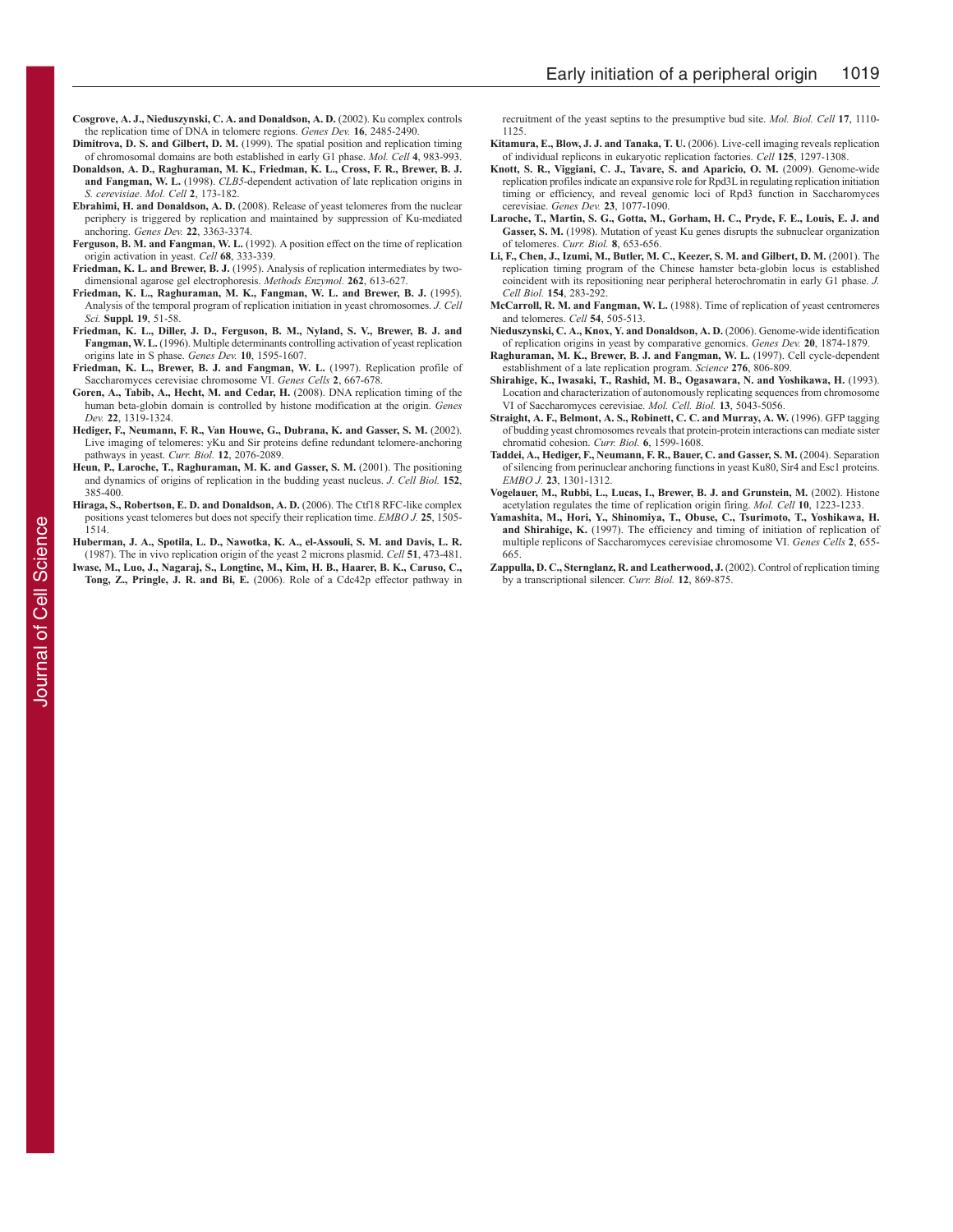**Cosgrove, A. J., Nieduszynski, C. A. and Donaldson, A. D.** (2002). Ku complex controls the replication time of DNA in telomere regions. *Genes Dev.* **16**, 2485-2490.

**Dimitrova, D. S. and Gilbert, D. M.** (1999). The spatial position and replication timing of chromosomal domains are both established in early G1 phase. *Mol. Cell* **4**, 983-993.

**Donaldson, A. D., Raghuraman, M. K., Friedman, K. L., Cross, F. R., Brewer, B. J. and Fangman, W. L.** (1998). *CLB5*-dependent activation of late replication origins in *S. cerevisiae*. *Mol. Cell* **2**, 173-182.

**Ebrahimi, H. and Donaldson, A. D.** (2008). Release of yeast telomeres from the nuclear periphery is triggered by replication and maintained by suppression of Ku-mediated anchoring. *Genes Dev.* **22**, 3363-3374.

**Ferguson, B. M. and Fangman, W. L.** (1992). A position effect on the time of replication origin activation in yeast. *Cell* **68**, 333-339.

**Friedman, K. L. and Brewer, B. J.** (1995). Analysis of replication intermediates by two-dimensional agarose gel electrophoresis. *Methods Enzymol.* **262**, 613-627.

**Friedman, K. L., Raghuraman, M. K., Fangman, W. L. and Brewer, B. J.** (1995). Analysis of the temporal program of replication initiation in yeast chromosomes. *J. Cell Sci.* **Suppl. 19**, 51-58.

**Friedman, K. L., Diller, J. D., Ferguson, B. M., Nyland, S. V., Brewer, B. J. and Fangman, W. L.** (1996). Multiple determinants controlling activation of yeast replication origins late in S phase. *Genes Dev.* **10**, 1595-1607.

**Friedman, K. L., Brewer, B. J. and Fangman, W. L.** (1997). Replication profile of Saccharomyces cerevisiae chromosome VI. *Genes Cells* **2**, 667-678.

**Goren, A., Tabib, A., Hecht, M. and Cedar, H.** (2008). DNA replication timing of the human beta-globin domain is controlled by histone modification at the origin. *Genes Dev.* **22**, 1319-1324.

**Hediger, F., Neumann, F. R., Van Houwe, G., Dubrana, K. and Gasser, S. M.** (2002). Live imaging of telomeres: yKu and Sir proteins define redundant telomere-anchoring pathways in yeast. *Curr. Biol.* **12**, 2076-2089.

**Heun, P., Laroche, T., Raghuraman, M. K. and Gasser, S. M.** (2001). The positioning and dynamics of origins of replication in the budding yeast nucleus. *J. Cell Biol.* **152**, 385-400.

**Hiraga, S., Robertson, E. D. and Donaldson, A. D.** (2006). The Ctf18 RFC-like complex positions yeast telomeres but does not specify their replication time. *EMBO J.* **25**, 1505-1514.

**Huberman, J. A., Spotila, L. D., Nawotka, K. A., el-Assouli, S. M. and Davis, L. R.** (1987). The in vivo replication origin of the yeast 2 microns plasmid. *Cell* **51**, 473-481.

**Iwase, M., Luo, J., Nagaraj, S., Longtine, M., Kim, H. B., Haarer, B. K., Caruso, C., Tong, Z., Pringle, J. R. and Bi, E.** (2006). Role of a Cdc42p effector pathway in recruitment of the yeast septins to the presumptive bud site. *Mol. Biol. Cell* **17**, 1110-1125.

**Kitamura, E., Blow, J. J. and Tanaka, T. U.** (2006). Live-cell imaging reveals replication of individual replicons in eukaryotic replication factories. *Cell* **125**, 1297-1308.

**Knott, S. R., Viggiani, C. J., Tavare, S. and Aparicio, O. M.** (2009). Genome-wide replication profiles indicate an expansive role for Rpd3L in regulating replication initiation timing or efficiency, and reveal genomic loci of Rpd3 function in Saccharomyces cerevisiae. *Genes Dev.* **23**, 1077-1090.

**Laroche, T., Martin, S. G., Gotta, M., Gorham, H. C., Pryde, F. E., Louis, E. J. and Gasser, S. M.** (1998). Mutation of yeast Ku genes disrupts the subnuclear organization of telomeres. *Curr. Biol.* **8**, 653-656.

**Li, F., Chen, J., Izumi, M., Butler, M. C., Keezer, S. M. and Gilbert, D. M.** (2001). The replication timing program of the Chinese hamster beta-globin locus is established coincident with its repositioning near peripheral heterochromatin in early G1 phase. *J. Cell Biol.* **154**, 283-292.

**McCarroll, R. M. and Fangman, W. L.** (1988). Time of replication of yeast centromeres and telomeres. *Cell* **54**, 505-513.

**Nieduszynski, C. A., Knox, Y. and Donaldson, A. D.** (2006). Genome-wide identification of replication origins in yeast by comparative genomics. *Genes Dev.* **20**, 1874-1879.

**Raghuraman, M. K., Brewer, B. J. and Fangman, W. L.** (1997). Cell cycle-dependent establishment of a late replication program. *Science* **276**, 806-809.

**Shirahige, K., Iwasaki, T., Rashid, M. B., Ogasawara, N. and Yoshikawa, H.** (1993). Location and characterization of autonomously replicating sequences from chromosome VI of Saccharomyces cerevisiae. *Mol. Cell. Biol.* **13**, 5043-5056.

**Straight, A. F., Belmont, A. S., Robinett, C. C. and Murray, A. W.** (1996). GFP tagging of budding yeast chromosomes reveals that protein-protein interactions can mediate sister chromatid cohesion. *Curr. Biol.* **6**, 1599-1608.

**Taddei, A., Hediger, F., Neumann, F. R., Bauer, C. and Gasser, S. M.** (2004). Separation of silencing from perinuclear anchoring functions in yeast Ku80, Sir4 and Esc1 proteins. *EMBO J.* **23**, 1301-1312.

**Vogelauer, M., Rubbi, L., Lucas, I., Brewer, B. J. and Grunstein, M.** (2002). Histone acetylation regulates the time of replication origin firing. *Mol. Cell* **10**, 1223-1233.

**Yamashita, M., Hori, Y., Shinomiya, T., Obuse, C., Tsurimoto, T., Yoshikawa, H. and Shirahige, K.** (1997). The efficiency and timing of initiation of replication of multiple replicons of Saccharomyces cerevisiae chromosome VI. *Genes Cells* **2**, 655-665.

**Zappulla, D. C., Sternglanz, R. and Leatherwood, J.** (2002). Control of replication timing by a transcriptional silencer. *Curr. Biol.* **12**, 869-875.